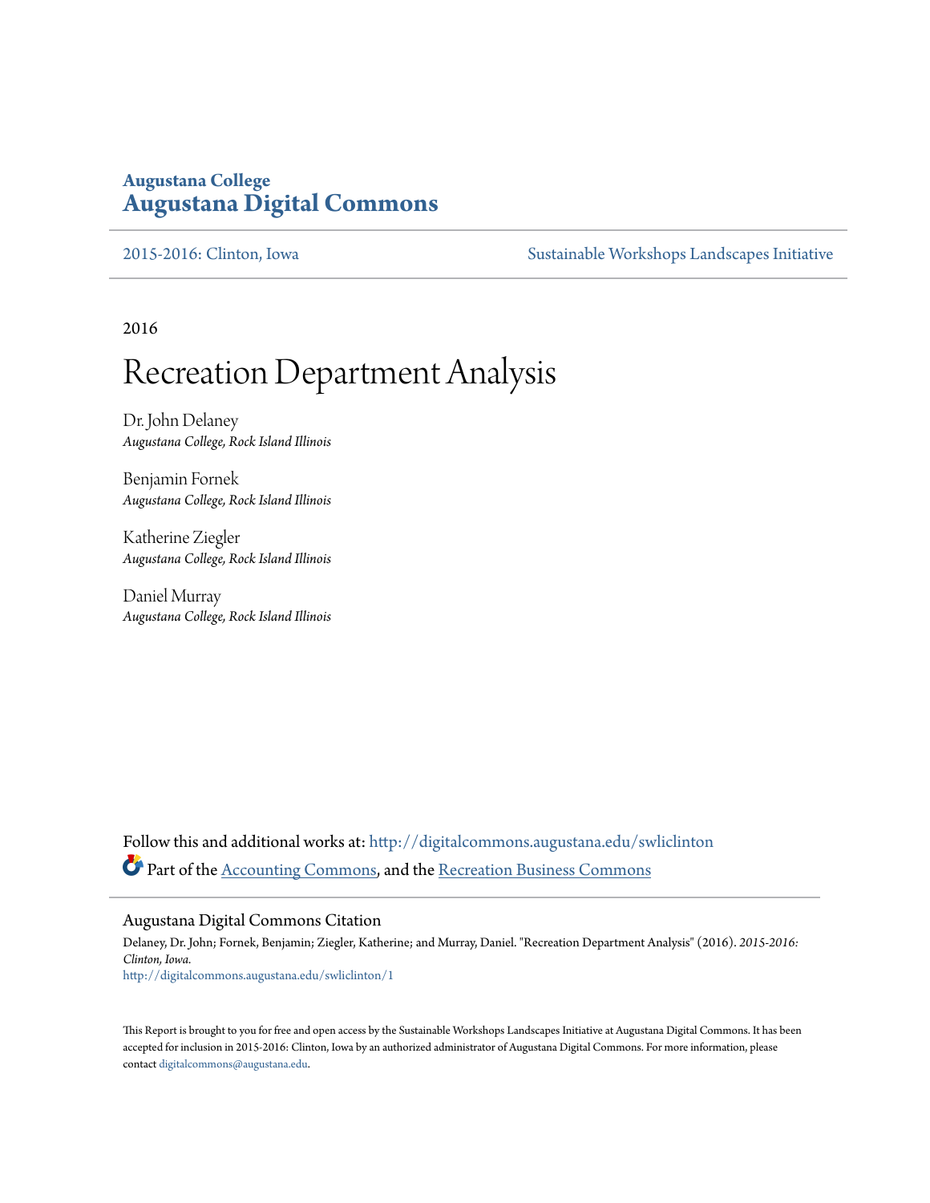**Augustana College**
**Augustana Digital Commons**

2015-2016: Clinton, Iowa — Sustainable Workshops Landscapes Initiative

2016

# Recreation Department Analysis

Dr. John Delaney
*Augustana College, Rock Island Illinois*

Benjamin Fornek
*Augustana College, Rock Island Illinois*

Katherine Ziegler
*Augustana College, Rock Island Illinois*

Daniel Murray
*Augustana College, Rock Island Illinois*

Follow this and additional works at: http://digitalcommons.augustana.edu/swliclinton

Part of the Accounting Commons, and the Recreation Business Commons

## Augustana Digital Commons Citation

Delaney, Dr. John; Fornek, Benjamin; Ziegler, Katherine; and Murray, Daniel. "Recreation Department Analysis" (2016). *2015-2016: Clinton, Iowa.*
http://digitalcommons.augustana.edu/swliclinton/1

This Report is brought to you for free and open access by the Sustainable Workshops Landscapes Initiative at Augustana Digital Commons. It has been accepted for inclusion in 2015-2016: Clinton, Iowa by an authorized administrator of Augustana Digital Commons. For more information, please contact digitalcommons@augustana.edu.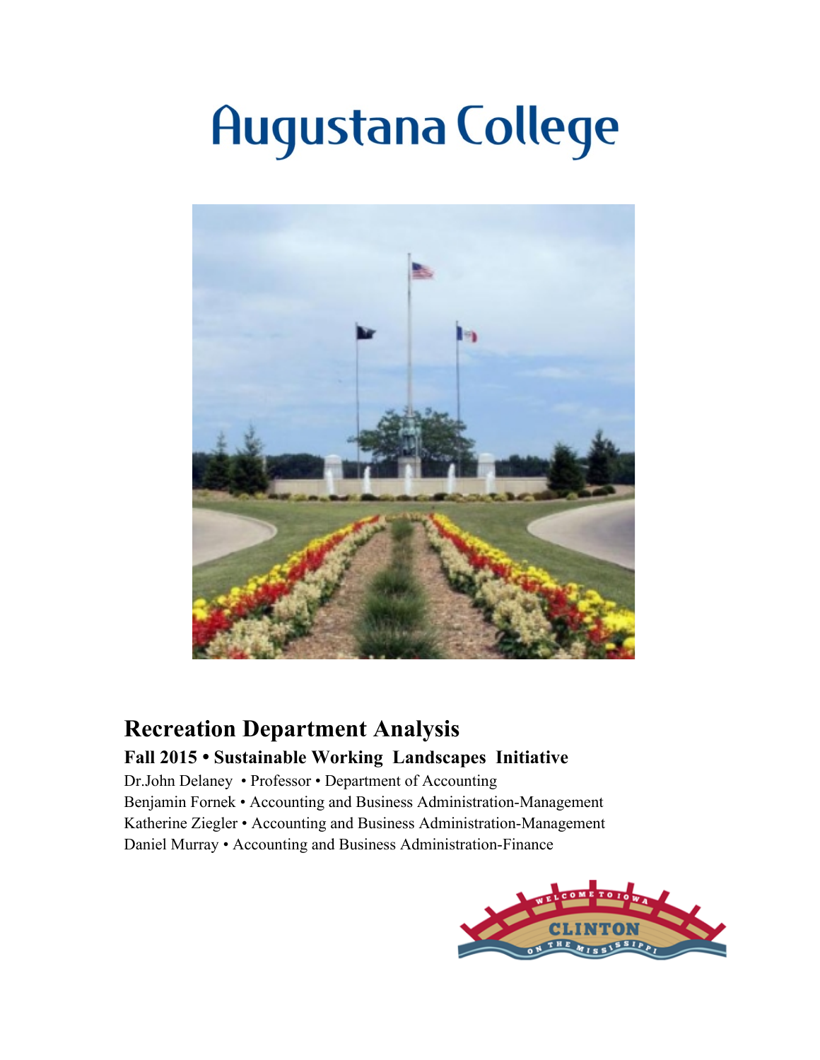# Augustana College

## Recreation Department Analysis

### Fall 2015 • Sustainable Working Landscapes Initiative

Dr.John Delaney • Professor • Department of Accounting
Benjamin Fornek • Accounting and Business Administration-Management
Katherine Ziegler • Accounting and Business Administration-Management
Daniel Murray • Accounting and Business Administration-Finance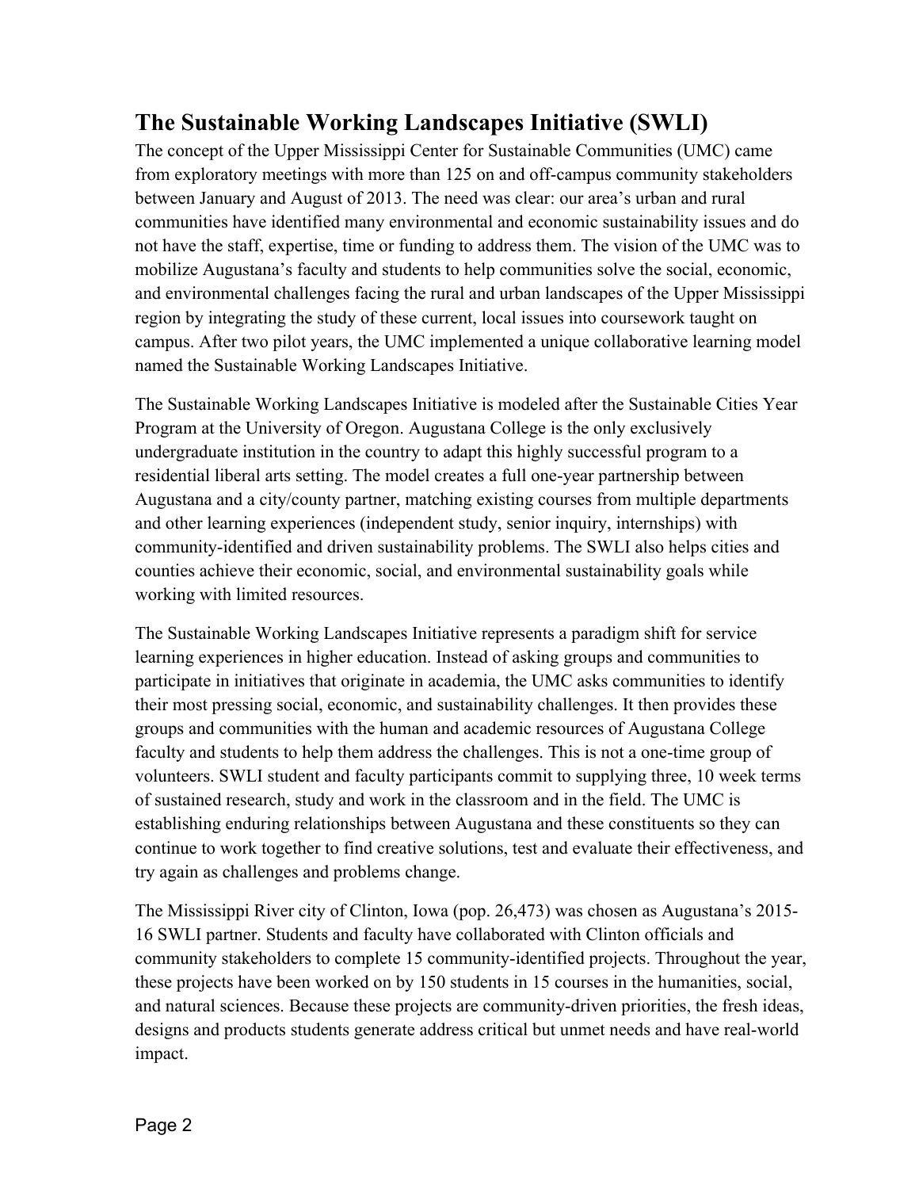## The Sustainable Working Landscapes Initiative (SWLI)

The concept of the Upper Mississippi Center for Sustainable Communities (UMC) came from exploratory meetings with more than 125 on and off-campus community stakeholders between January and August of 2013. The need was clear: our area's urban and rural communities have identified many environmental and economic sustainability issues and do not have the staff, expertise, time or funding to address them. The vision of the UMC was to mobilize Augustana's faculty and students to help communities solve the social, economic, and environmental challenges facing the rural and urban landscapes of the Upper Mississippi region by integrating the study of these current, local issues into coursework taught on campus. After two pilot years, the UMC implemented a unique collaborative learning model named the Sustainable Working Landscapes Initiative.

The Sustainable Working Landscapes Initiative is modeled after the Sustainable Cities Year Program at the University of Oregon. Augustana College is the only exclusively undergraduate institution in the country to adapt this highly successful program to a residential liberal arts setting. The model creates a full one-year partnership between Augustana and a city/county partner, matching existing courses from multiple departments and other learning experiences (independent study, senior inquiry, internships) with community-identified and driven sustainability problems. The SWLI also helps cities and counties achieve their economic, social, and environmental sustainability goals while working with limited resources.

The Sustainable Working Landscapes Initiative represents a paradigm shift for service learning experiences in higher education. Instead of asking groups and communities to participate in initiatives that originate in academia, the UMC asks communities to identify their most pressing social, economic, and sustainability challenges. It then provides these groups and communities with the human and academic resources of Augustana College faculty and students to help them address the challenges. This is not a one-time group of volunteers. SWLI student and faculty participants commit to supplying three, 10 week terms of sustained research, study and work in the classroom and in the field. The UMC is establishing enduring relationships between Augustana and these constituents so they can continue to work together to find creative solutions, test and evaluate their effectiveness, and try again as challenges and problems change.

The Mississippi River city of Clinton, Iowa (pop. 26,473) was chosen as Augustana's 2015-16 SWLI partner. Students and faculty have collaborated with Clinton officials and community stakeholders to complete 15 community-identified projects. Throughout the year, these projects have been worked on by 150 students in 15 courses in the humanities, social, and natural sciences. Because these projects are community-driven priorities, the fresh ideas, designs and products students generate address critical but unmet needs and have real-world impact.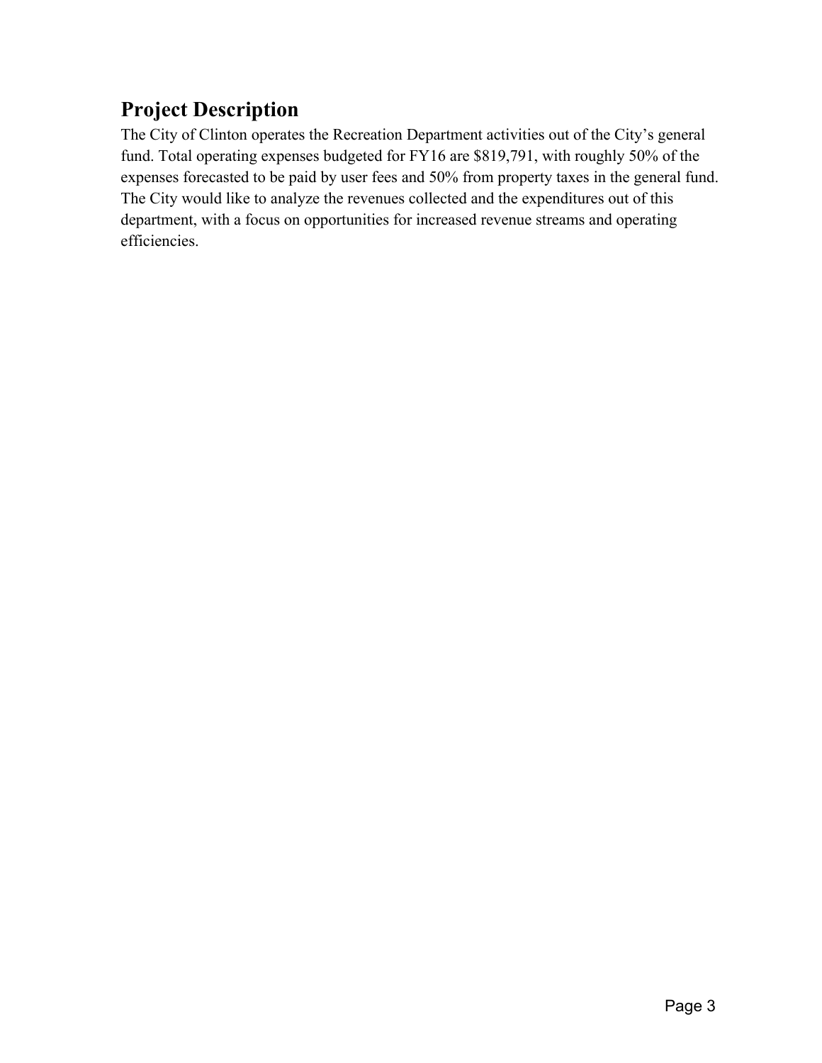## Project Description

The City of Clinton operates the Recreation Department activities out of the City's general fund. Total operating expenses budgeted for FY16 are $819,791, with roughly 50% of the expenses forecasted to be paid by user fees and 50% from property taxes in the general fund. The City would like to analyze the revenues collected and the expenditures out of this department, with a focus on opportunities for increased revenue streams and operating efficiencies.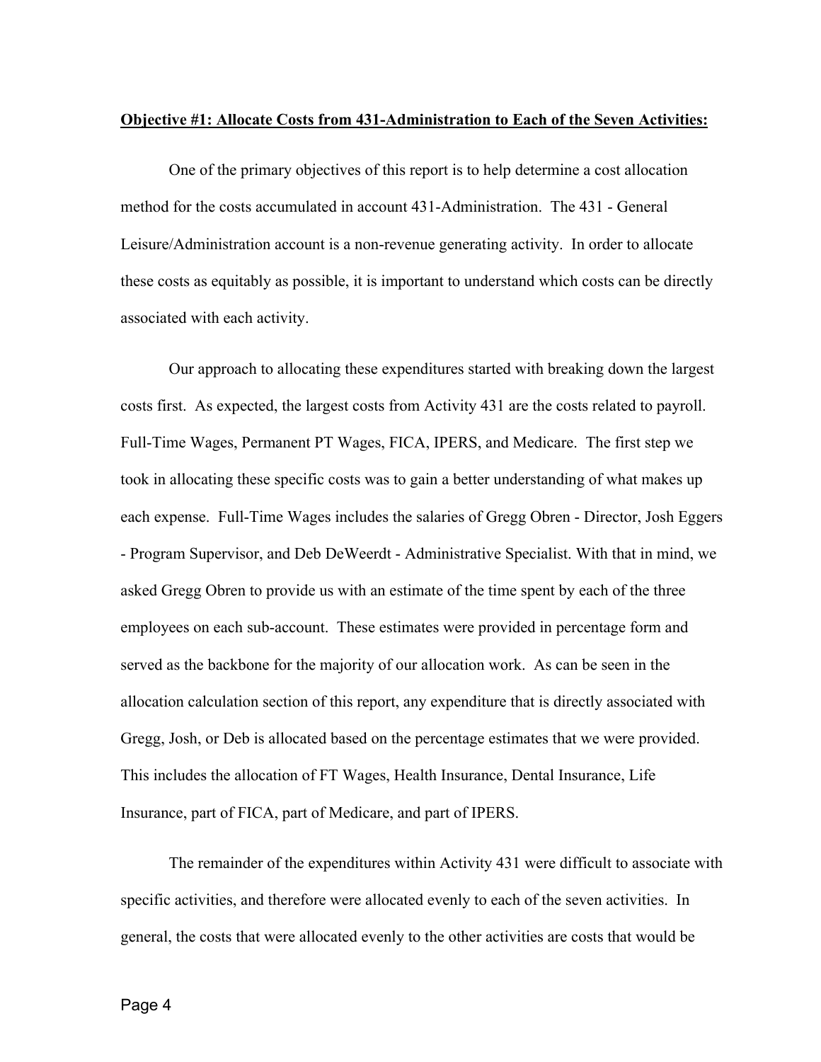**Objective #1: Allocate Costs from 431-Administration to Each of the Seven Activities:**

One of the primary objectives of this report is to help determine a cost allocation method for the costs accumulated in account 431-Administration. The 431 - General Leisure/Administration account is a non-revenue generating activity. In order to allocate these costs as equitably as possible, it is important to understand which costs can be directly associated with each activity.

Our approach to allocating these expenditures started with breaking down the largest costs first. As expected, the largest costs from Activity 431 are the costs related to payroll. Full-Time Wages, Permanent PT Wages, FICA, IPERS, and Medicare. The first step we took in allocating these specific costs was to gain a better understanding of what makes up each expense. Full-Time Wages includes the salaries of Gregg Obren - Director, Josh Eggers - Program Supervisor, and Deb DeWeerdt - Administrative Specialist. With that in mind, we asked Gregg Obren to provide us with an estimate of the time spent by each of the three employees on each sub-account. These estimates were provided in percentage form and served as the backbone for the majority of our allocation work. As can be seen in the allocation calculation section of this report, any expenditure that is directly associated with Gregg, Josh, or Deb is allocated based on the percentage estimates that we were provided. This includes the allocation of FT Wages, Health Insurance, Dental Insurance, Life Insurance, part of FICA, part of Medicare, and part of IPERS.

The remainder of the expenditures within Activity 431 were difficult to associate with specific activities, and therefore were allocated evenly to each of the seven activities. In general, the costs that were allocated evenly to the other activities are costs that would be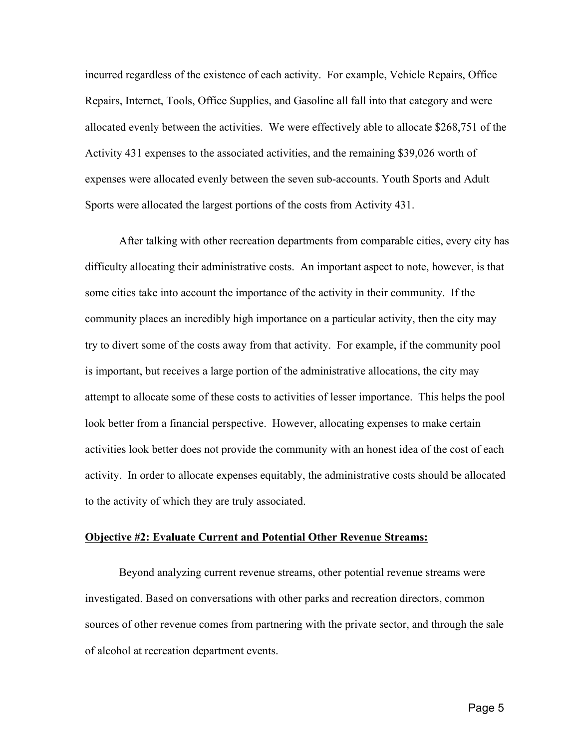incurred regardless of the existence of each activity. For example, Vehicle Repairs, Office Repairs, Internet, Tools, Office Supplies, and Gasoline all fall into that category and were allocated evenly between the activities. We were effectively able to allocate $268,751 of the Activity 431 expenses to the associated activities, and the remaining $39,026 worth of expenses were allocated evenly between the seven sub-accounts. Youth Sports and Adult Sports were allocated the largest portions of the costs from Activity 431.

After talking with other recreation departments from comparable cities, every city has difficulty allocating their administrative costs. An important aspect to note, however, is that some cities take into account the importance of the activity in their community. If the community places an incredibly high importance on a particular activity, then the city may try to divert some of the costs away from that activity. For example, if the community pool is important, but receives a large portion of the administrative allocations, the city may attempt to allocate some of these costs to activities of lesser importance. This helps the pool look better from a financial perspective. However, allocating expenses to make certain activities look better does not provide the community with an honest idea of the cost of each activity. In order to allocate expenses equitably, the administrative costs should be allocated to the activity of which they are truly associated.

**Objective #2: Evaluate Current and Potential Other Revenue Streams:**

Beyond analyzing current revenue streams, other potential revenue streams were investigated. Based on conversations with other parks and recreation directors, common sources of other revenue comes from partnering with the private sector, and through the sale of alcohol at recreation department events.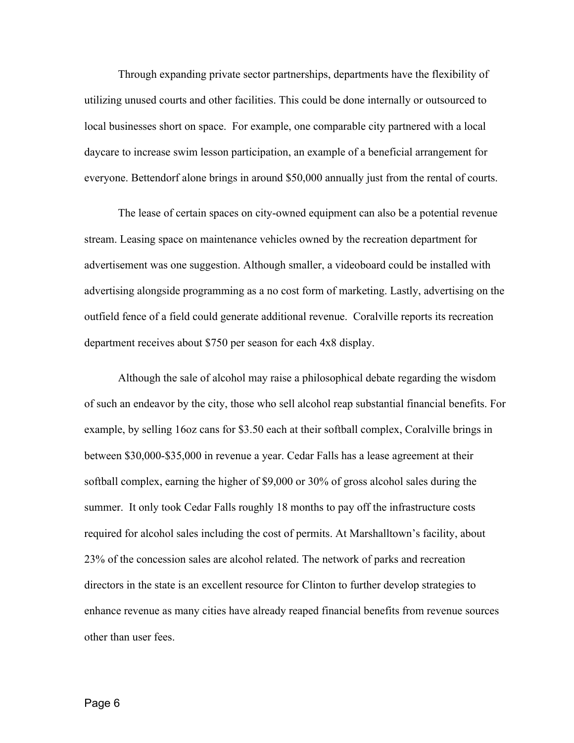Through expanding private sector partnerships, departments have the flexibility of utilizing unused courts and other facilities. This could be done internally or outsourced to local businesses short on space. For example, one comparable city partnered with a local daycare to increase swim lesson participation, an example of a beneficial arrangement for everyone. Bettendorf alone brings in around $50,000 annually just from the rental of courts.

The lease of certain spaces on city-owned equipment can also be a potential revenue stream. Leasing space on maintenance vehicles owned by the recreation department for advertisement was one suggestion. Although smaller, a videoboard could be installed with advertising alongside programming as a no cost form of marketing. Lastly, advertising on the outfield fence of a field could generate additional revenue. Coralville reports its recreation department receives about $750 per season for each 4x8 display.

Although the sale of alcohol may raise a philosophical debate regarding the wisdom of such an endeavor by the city, those who sell alcohol reap substantial financial benefits. For example, by selling 16oz cans for $3.50 each at their softball complex, Coralville brings in between $30,000-$35,000 in revenue a year. Cedar Falls has a lease agreement at their softball complex, earning the higher of $9,000 or 30% of gross alcohol sales during the summer. It only took Cedar Falls roughly 18 months to pay off the infrastructure costs required for alcohol sales including the cost of permits. At Marshalltown's facility, about 23% of the concession sales are alcohol related. The network of parks and recreation directors in the state is an excellent resource for Clinton to further develop strategies to enhance revenue as many cities have already reaped financial benefits from revenue sources other than user fees.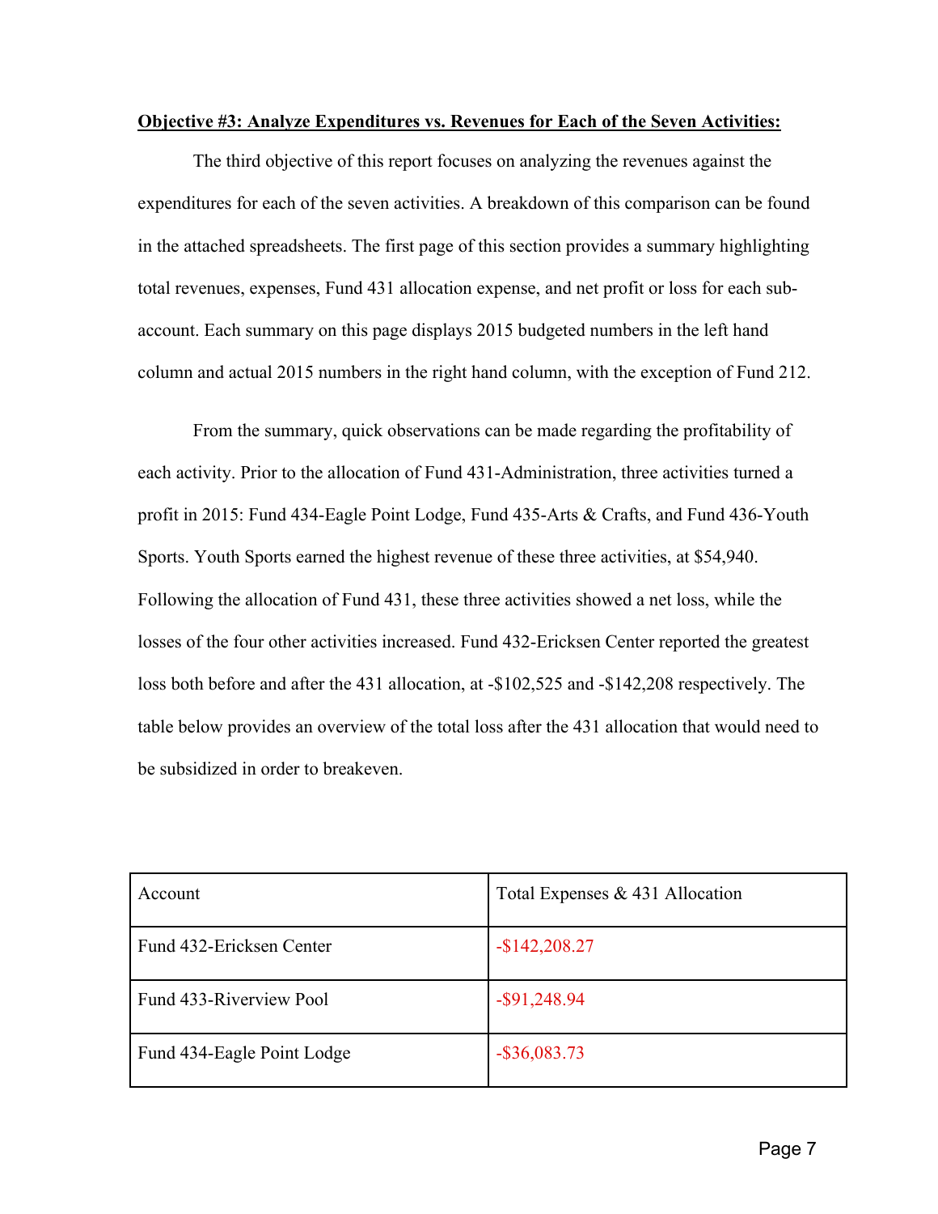**Objective #3: Analyze Expenditures vs. Revenues for Each of the Seven Activities:**

The third objective of this report focuses on analyzing the revenues against the expenditures for each of the seven activities. A breakdown of this comparison can be found in the attached spreadsheets. The first page of this section provides a summary highlighting total revenues, expenses, Fund 431 allocation expense, and net profit or loss for each sub-account. Each summary on this page displays 2015 budgeted numbers in the left hand column and actual 2015 numbers in the right hand column, with the exception of Fund 212.

From the summary, quick observations can be made regarding the profitability of each activity. Prior to the allocation of Fund 431-Administration, three activities turned a profit in 2015: Fund 434-Eagle Point Lodge, Fund 435-Arts & Crafts, and Fund 436-Youth Sports. Youth Sports earned the highest revenue of these three activities, at $54,940. Following the allocation of Fund 431, these three activities showed a net loss, while the losses of the four other activities increased. Fund 432-Ericksen Center reported the greatest loss both before and after the 431 allocation, at -$102,525 and -$142,208 respectively. The table below provides an overview of the total loss after the 431 allocation that would need to be subsidized in order to breakeven.

| Account | Total Expenses & 431 Allocation |
|---|---|
| Fund 432-Ericksen Center | -$142,208.27 |
| Fund 433-Riverview Pool | -$91,248.94 |
| Fund 434-Eagle Point Lodge | -$36,083.73 |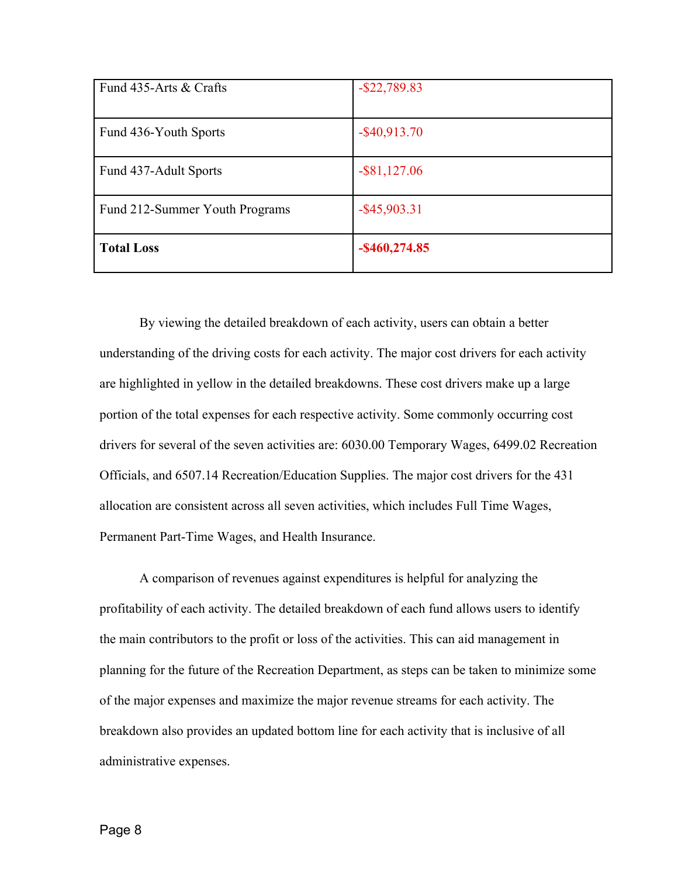| Fund 435-Arts & Crafts | -$22,789.83 |
|---|---|
| Fund 436-Youth Sports | -$40,913.70 |
| Fund 437-Adult Sports | -$81,127.06 |
| Fund 212-Summer Youth Programs | -$45,903.31 |
| **Total Loss** | **-$460,274.85** |

By viewing the detailed breakdown of each activity, users can obtain a better understanding of the driving costs for each activity. The major cost drivers for each activity are highlighted in yellow in the detailed breakdowns. These cost drivers make up a large portion of the total expenses for each respective activity. Some commonly occurring cost drivers for several of the seven activities are: 6030.00 Temporary Wages, 6499.02 Recreation Officials, and 6507.14 Recreation/Education Supplies. The major cost drivers for the 431 allocation are consistent across all seven activities, which includes Full Time Wages, Permanent Part-Time Wages, and Health Insurance.

A comparison of revenues against expenditures is helpful for analyzing the profitability of each activity. The detailed breakdown of each fund allows users to identify the main contributors to the profit or loss of the activities. This can aid management in planning for the future of the Recreation Department, as steps can be taken to minimize some of the major expenses and maximize the major revenue streams for each activity. The breakdown also provides an updated bottom line for each activity that is inclusive of all administrative expenses.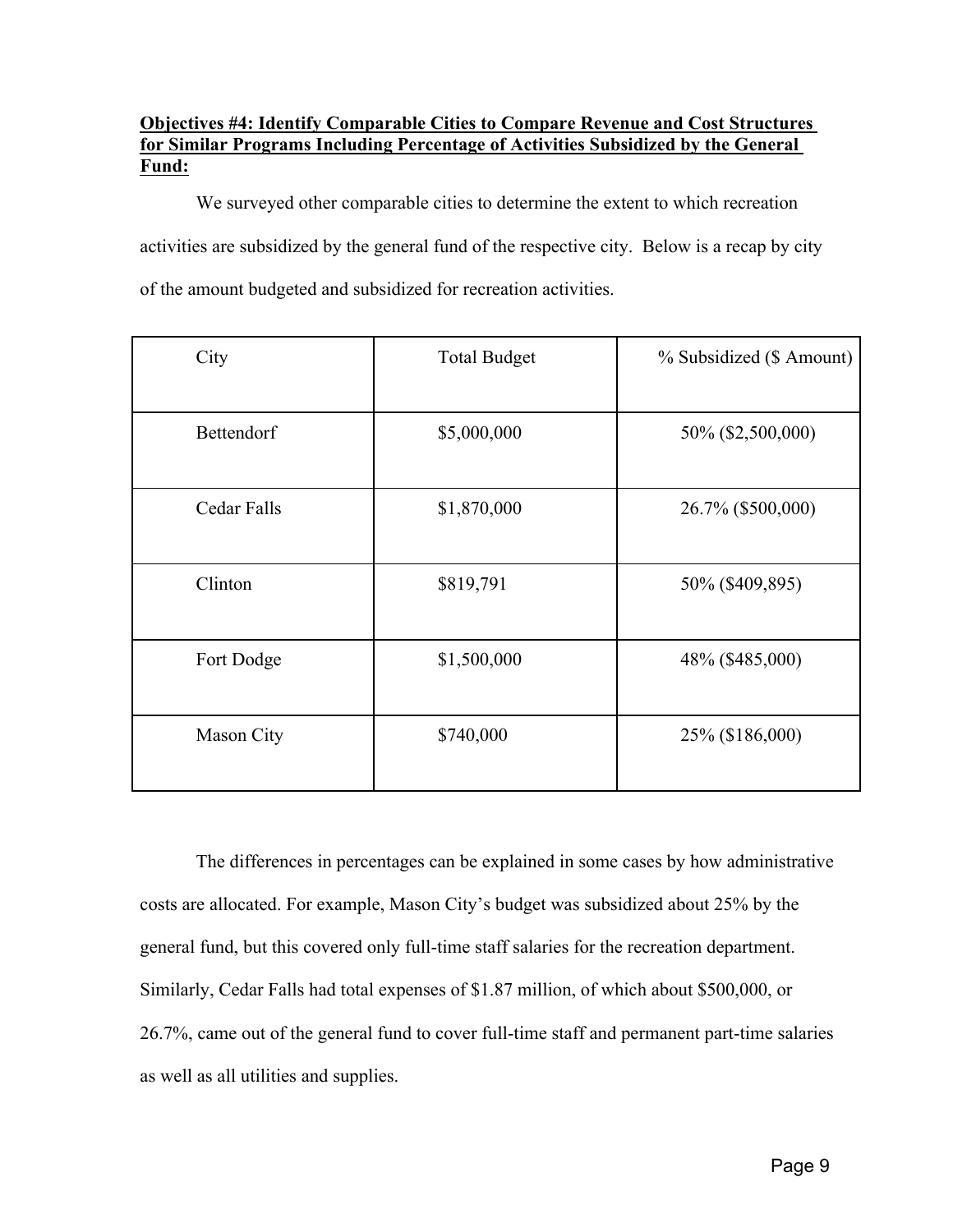**Objectives #4: Identify Comparable Cities to Compare Revenue and Cost Structures for Similar Programs Including Percentage of Activities Subsidized by the General Fund:**

We surveyed other comparable cities to determine the extent to which recreation activities are subsidized by the general fund of the respective city. Below is a recap by city of the amount budgeted and subsidized for recreation activities.

| City | Total Budget | % Subsidized ($ Amount) |
|---|---|---|
| Bettendorf | $5,000,000 | 50% ($2,500,000) |
| Cedar Falls | $1,870,000 | 26.7% ($500,000) |
| Clinton | $819,791 | 50% ($409,895) |
| Fort Dodge | $1,500,000 | 48% ($485,000) |
| Mason City | $740,000 | 25% ($186,000) |

The differences in percentages can be explained in some cases by how administrative costs are allocated. For example, Mason City's budget was subsidized about 25% by the general fund, but this covered only full-time staff salaries for the recreation department. Similarly, Cedar Falls had total expenses of $1.87 million, of which about $500,000, or 26.7%, came out of the general fund to cover full-time staff and permanent part-time salaries as well as all utilities and supplies.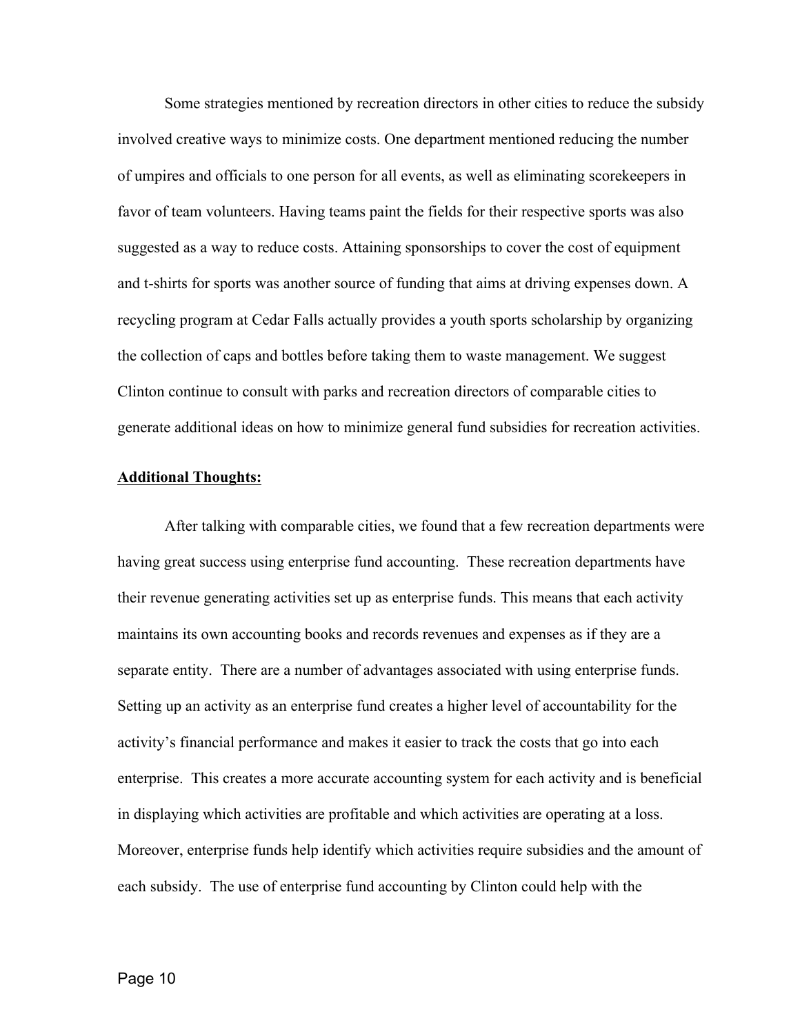Some strategies mentioned by recreation directors in other cities to reduce the subsidy involved creative ways to minimize costs. One department mentioned reducing the number of umpires and officials to one person for all events, as well as eliminating scorekeepers in favor of team volunteers. Having teams paint the fields for their respective sports was also suggested as a way to reduce costs. Attaining sponsorships to cover the cost of equipment and t-shirts for sports was another source of funding that aims at driving expenses down. A recycling program at Cedar Falls actually provides a youth sports scholarship by organizing the collection of caps and bottles before taking them to waste management. We suggest Clinton continue to consult with parks and recreation directors of comparable cities to generate additional ideas on how to minimize general fund subsidies for recreation activities.

**Additional Thoughts:**

After talking with comparable cities, we found that a few recreation departments were having great success using enterprise fund accounting. These recreation departments have their revenue generating activities set up as enterprise funds. This means that each activity maintains its own accounting books and records revenues and expenses as if they are a separate entity. There are a number of advantages associated with using enterprise funds. Setting up an activity as an enterprise fund creates a higher level of accountability for the activity's financial performance and makes it easier to track the costs that go into each enterprise. This creates a more accurate accounting system for each activity and is beneficial in displaying which activities are profitable and which activities are operating at a loss. Moreover, enterprise funds help identify which activities require subsidies and the amount of each subsidy. The use of enterprise fund accounting by Clinton could help with the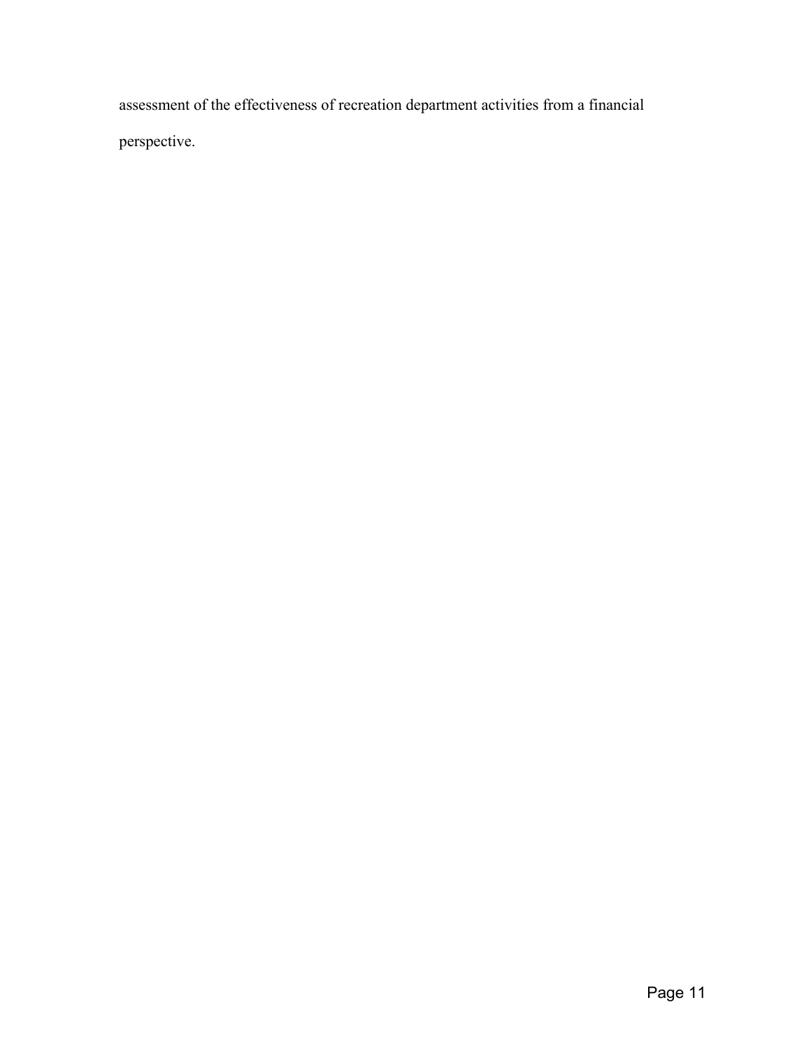assessment of the effectiveness of recreation department activities from a financial perspective.